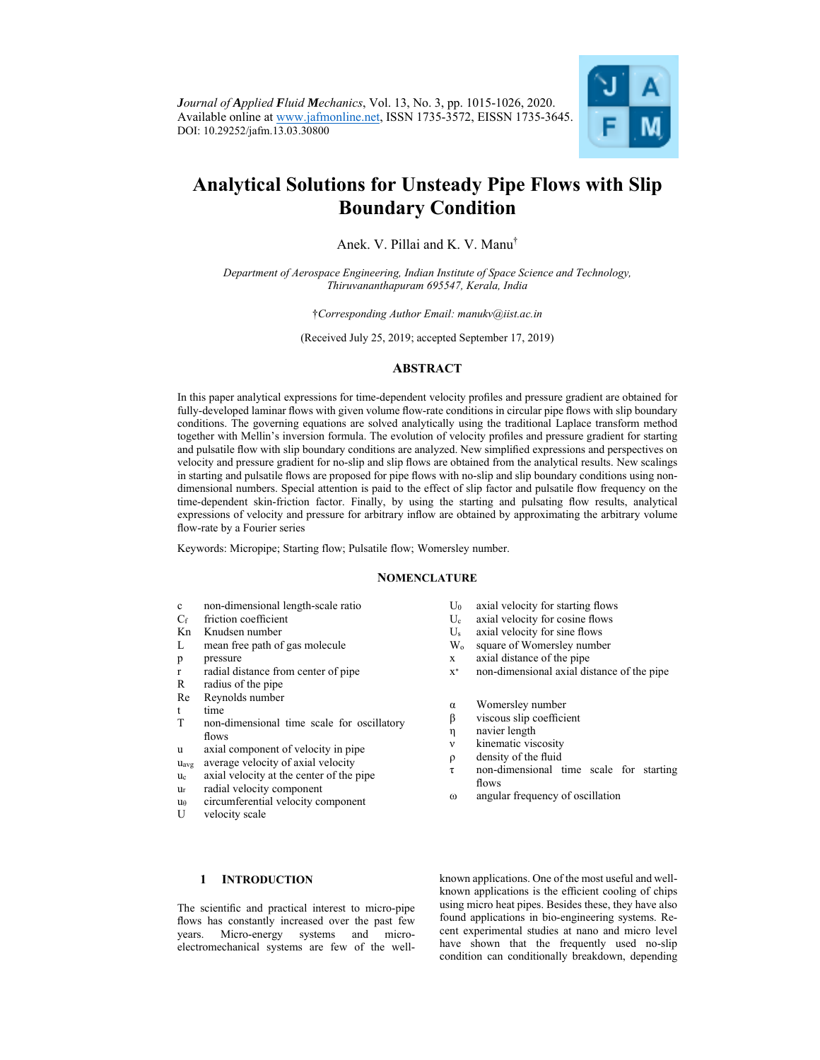*Journal of Applied Fluid Mechanics*, Vol. 13, No. 3, pp. 1015-1026, 2020.
Available online at www.jafmonline.net, ISSN 1735-3572, EISSN 1735-3645.
DOI: 10.29252/jafm.13.03.30800

# Analytical Solutions for Unsteady Pipe Flows with Slip Boundary Condition

Anek. V. Pillai and K. V. Manu[†]

*Department of Aerospace Engineering, Indian Institute of Space Science and Technology, Thiruvananthapuram 695547, Kerala, India*

[†]*Corresponding Author Email: manukv@iist.ac.in*

(Received July 25, 2019; accepted September 17, 2019)

## ABSTRACT

In this paper analytical expressions for time-dependent velocity profiles and pressure gradient are obtained for fully-developed laminar flows with given volume flow-rate conditions in circular pipe flows with slip boundary conditions. The governing equations are solved analytically using the traditional Laplace transform method together with Mellin's inversion formula. The evolution of velocity profiles and pressure gradient for starting and pulsatile flow with slip boundary conditions are analyzed. New simplified expressions and perspectives on velocity and pressure gradient for no-slip and slip flows are obtained from the analytical results. New scalings in starting and pulsatile flows are proposed for pipe flows with no-slip and slip boundary conditions using non-dimensional numbers. Special attention is paid to the effect of slip factor and pulsatile flow frequency on the time-dependent skin-friction factor. Finally, by using the starting and pulsating flow results, analytical expressions of velocity and pressure for arbitrary inflow are obtained by approximating the arbitrary volume flow-rate by a Fourier series

Keywords: Micropipe; Starting flow; Pulsatile flow; Womersley number.

## NOMENCLATURE

| | |
|---|---|
| $c$ | non-dimensional length-scale ratio |
| $C_f$ | friction coefficient |
| Kn | Knudsen number |
| $L$ | mean free path of gas molecule |
| $p$ | pressure |
| $r$ | radial distance from center of pipe |
| $R$ | radius of the pipe |
| Re | Reynolds number |
| $t$ | time |
| $T$ | non-dimensional time scale for oscillatory flows |
| $u$ | axial component of velocity in pipe |
| $u_{avg}$ | average velocity of axial velocity |
| $u_c$ | axial velocity at the center of the pipe |
| $u_r$ | radial velocity component |
| $u_\theta$ | circumferential velocity component |
| $U$ | velocity scale |
| $U_0$ | axial velocity for starting flows |
| $U_c$ | axial velocity for cosine flows |
| $U_s$ | axial velocity for sine flows |
| $W_o$ | square of Womersley number |
| $x$ | axial distance of the pipe |
| $x^*$ | non-dimensional axial distance of the pipe |
| $\alpha$ | Womersley number |
| $\beta$ | viscous slip coefficient |
| $\eta$ | navier length |
| $\nu$ | kinematic viscosity |
| $\rho$ | density of the fluid |
| $\tau$ | non-dimensional time scale for starting flows |
| $\omega$ | angular frequency of oscillation |

## 1 INTRODUCTION

The scientific and practical interest to micro-pipe flows has constantly increased over the past few years. Micro-energy systems and micro-electromechanical systems are few of the well-known applications. One of the most useful and well-known applications is the efficient cooling of chips using micro heat pipes. Besides these, they have also found applications in bio-engineering systems. Recent experimental studies at nano and micro level have shown that the frequently used no-slip condition can conditionally breakdown, depending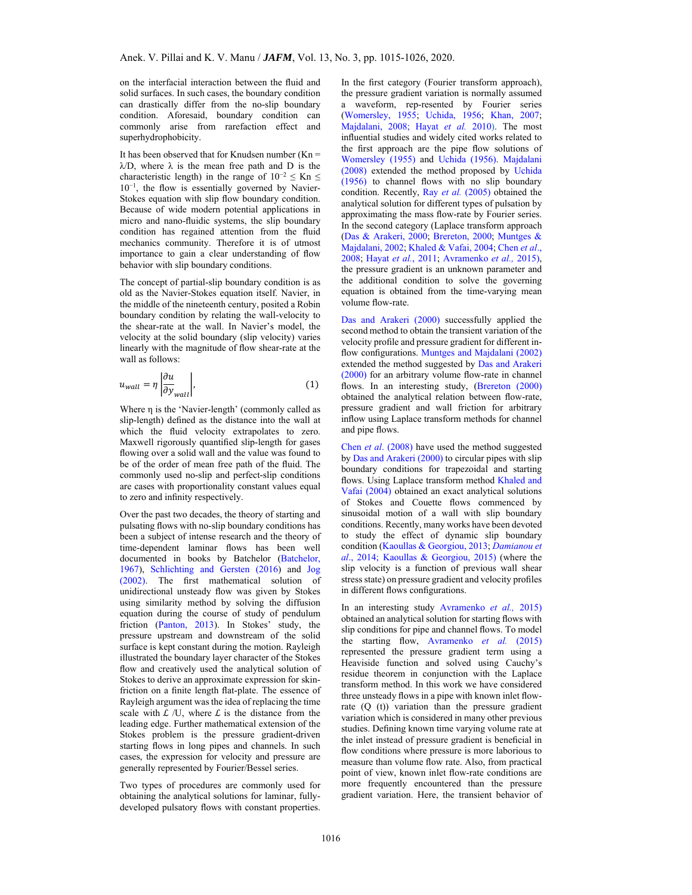on the interfacial interaction between the fluid and solid surfaces. In such cases, the boundary condition can drastically differ from the no-slip boundary condition. Aforesaid, boundary condition can commonly arise from rarefaction effect and superhydrophobicity.

It has been observed that for Knudsen number (Kn = λ/D, where λ is the mean free path and D is the characteristic length) in the range of $10^{-2} \leq$ Kn $\leq 10^{-1}$, the flow is essentially governed by Navier-Stokes equation with slip flow boundary condition. Because of wide modern potential applications in micro and nano-fluidic systems, the slip boundary condition has regained attention from the fluid mechanics community. Therefore it is of utmost importance to gain a clear understanding of flow behavior with slip boundary conditions.

The concept of partial-slip boundary condition is as old as the Navier-Stokes equation itself. Navier, in the middle of the nineteenth century, posited a Robin boundary condition by relating the wall-velocity to the shear-rate at the wall. In Navier's model, the velocity at the solid boundary (slip velocity) varies linearly with the magnitude of flow shear-rate at the wall as follows:

$$u_{wall} = \eta \left| \frac{\partial u}{\partial y}_{wall} \right|, \tag{1}$$

Where η is the 'Navier-length' (commonly called as slip-length) defined as the distance into the wall at which the fluid velocity extrapolates to zero. Maxwell rigorously quantified slip-length for gases flowing over a solid wall and the value was found to be of the order of mean free path of the fluid. The commonly used no-slip and perfect-slip conditions are cases with proportionality constant values equal to zero and infinity respectively.

Over the past two decades, the theory of starting and pulsating flows with no-slip boundary conditions has been a subject of intense research and the theory of time-dependent laminar flows has been well documented in books by Batchelor (Batchelor, 1967), Schlichting and Gersten (2016) and Jog (2002). The first mathematical solution of unidirectional unsteady flow was given by Stokes using similarity method by solving the diffusion equation during the course of study of pendulum friction (Panton, 2013). In Stokes' study, the pressure upstream and downstream of the solid surface is kept constant during the motion. Rayleigh illustrated the boundary layer character of the Stokes flow and creatively used the analytical solution of Stokes to derive an approximate expression for skin-friction on a finite length flat-plate. The essence of Rayleigh argument was the idea of replacing the time scale with $\mathcal{L}$ /U, where $\mathcal{L}$ is the distance from the leading edge. Further mathematical extension of the Stokes problem is the pressure gradient-driven starting flows in long pipes and channels. In such cases, the expression for velocity and pressure are generally represented by Fourier/Bessel series.

Two types of procedures are commonly used for obtaining the analytical solutions for laminar, fully-developed pulsatory flows with constant properties. In the first category (Fourier transform approach), the pressure gradient variation is normally assumed a waveform, rep-resented by Fourier series (Womersley, 1955; Uchida, 1956; Khan, 2007; Majdalani, 2008; Hayat *et al.* 2010). The most influential studies and widely cited works related to the first approach are the pipe flow solutions of Womersley (1955) and Uchida (1956). Majdalani (2008) extended the method proposed by Uchida (1956) to channel flows with no slip boundary condition. Recently, Ray *et al.* (2005) obtained the analytical solution for different types of pulsation by approximating the mass flow-rate by Fourier series. In the second category (Laplace transform approach (Das & Arakeri, 2000; Brereton, 2000; Muntges & Majdalani, 2002; Khaled & Vafai, 2004; Chen *et al.*, 2008; Hayat *et al.*, 2011; Avramenko *et al.,* 2015), the pressure gradient is an unknown parameter and the additional condition to solve the governing equation is obtained from the time-varying mean volume flow-rate.

Das and Arakeri (2000) successfully applied the second method to obtain the transient variation of the velocity profile and pressure gradient for different in-flow configurations. Muntges and Majdalani (2002) extended the method suggested by Das and Arakeri (2000) for an arbitrary volume flow-rate in channel flows. In an interesting study, (Brereton (2000) obtained the analytical relation between flow-rate, pressure gradient and wall friction for arbitrary inflow using Laplace transform methods for channel and pipe flows.

Chen *et al*. (2008) have used the method suggested by Das and Arakeri (2000) to circular pipes with slip boundary conditions for trapezoidal and starting flows. Using Laplace transform method Khaled and Vafai (2004) obtained an exact analytical solutions of Stokes and Couette flows commenced by sinusoidal motion of a wall with slip boundary conditions. Recently, many works have been devoted to study the effect of dynamic slip boundary condition (Kaoullas & Georgiou, 2013; *Damianou et al*., 2014; Kaoullas & Georgiou, 2015) (where the slip velocity is a function of previous wall shear stress state) on pressure gradient and velocity profiles in different flows configurations.

In an interesting study Avramenko *et al.,* 2015) obtained an analytical solution for starting flows with slip conditions for pipe and channel flows. To model the starting flow, Avramenko *et al.* (2015) represented the pressure gradient term using a Heaviside function and solved using Cauchy's residue theorem in conjunction with the Laplace transform method. In this work we have considered three unsteady flows in a pipe with known inlet flow-rate (Q (t)) variation than the pressure gradient variation which is considered in many other previous studies. Defining known time varying volume rate at the inlet instead of pressure gradient is beneficial in flow conditions where pressure is more laborious to measure than volume flow rate. Also, from practical point of view, known inlet flow-rate conditions are more frequently encountered than the pressure gradient variation. Here, the transient behavior of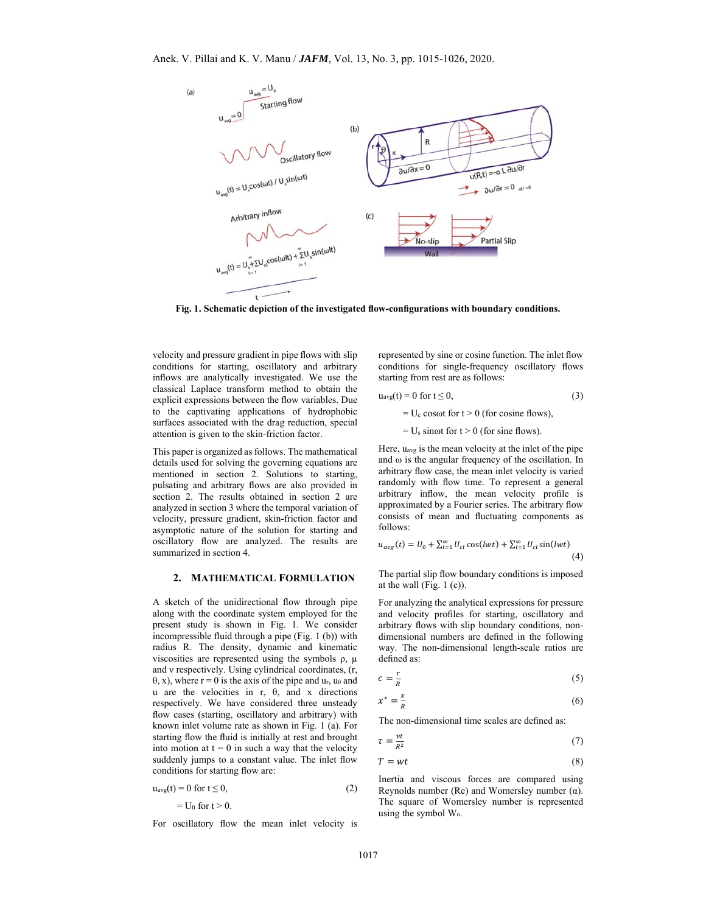Fig. 1. Schematic depiction of the investigated flow-configurations with boundary conditions.

velocity and pressure gradient in pipe flows with slip conditions for starting, oscillatory and arbitrary inflows are analytically investigated. We use the classical Laplace transform method to obtain the explicit expressions between the flow variables. Due to the captivating applications of hydrophobic surfaces associated with the drag reduction, special attention is given to the skin-friction factor.

This paper is organized as follows. The mathematical details used for solving the governing equations are mentioned in section 2. Solutions to starting, pulsating and arbitrary flows are also provided in section 2. The results obtained in section 2 are analyzed in section 3 where the temporal variation of velocity, pressure gradient, skin-friction factor and asymptotic nature of the solution for starting and oscillatory flow are analyzed. The results are summarized in section 4.

## 2. MATHEMATICAL FORMULATION

A sketch of the unidirectional flow through pipe along with the coordinate system employed for the present study is shown in Fig. 1. We consider incompressible fluid through a pipe (Fig. 1 (b)) with radius R. The density, dynamic and kinematic viscosities are represented using the symbols ρ, μ and ν respectively. Using cylindrical coordinates, (r, θ, x), where r = 0 is the axis of the pipe and $u_r$, $u_\theta$ and u are the velocities in r, θ, and x directions respectively. We have considered three unsteady flow cases (starting, oscillatory and arbitrary) with known inlet volume rate as shown in Fig. 1 (a). For starting flow the fluid is initially at rest and brought into motion at t = 0 in such a way that the velocity suddenly jumps to a constant value. The inlet flow conditions for starting flow are:

$$u_{avg}(t) = 0 \text{ for } t \leq 0, \tag{2}$$

$$= U_0 \text{ for } t > 0.$$

For oscillatory flow the mean inlet velocity is represented by sine or cosine function. The inlet flow conditions for single-frequency oscillatory flows starting from rest are as follows:

$$u_{avg}(t) = 0 \text{ for } t \leq 0, \tag{3}$$

$$= U_c \cos\omega t \text{ for } t > 0 \text{ (for cosine flows)},$$

$$= U_s \sin\omega t \text{ for } t > 0 \text{ (for sine flows)}.$$

Here, $u_{avg}$ is the mean velocity at the inlet of the pipe and ω is the angular frequency of the oscillation. In arbitrary flow case, the mean inlet velocity is varied randomly with flow time. To represent a general arbitrary inflow, the mean velocity profile is approximated by a Fourier series. The arbitrary flow consists of mean and fluctuating components as follows:

$$u_{avg}(t) = U_0 + \sum_{l=1}^{\infty} U_{cl}\cos(lwt) + \sum_{l=1}^{\infty} U_{cl}\sin(lwt) \tag{4}$$

The partial slip flow boundary conditions is imposed at the wall (Fig. 1 (c)).

For analyzing the analytical expressions for pressure and velocity profiles for starting, oscillatory and arbitrary flows with slip boundary conditions, non-dimensional numbers are defined in the following way. The non-dimensional length-scale ratios are defined as:

$$c = \frac{r}{R} \tag{5}$$

$$x^* = \frac{x}{R} \tag{6}$$

The non-dimensional time scales are defined as:

$$\tau = \frac{\nu t}{R^2} \tag{7}$$

$$T = wt \tag{8}$$

Inertia and viscous forces are compared using Reynolds number (Re) and Womersley number (α). The square of Womersley number is represented using the symbol $W_o$.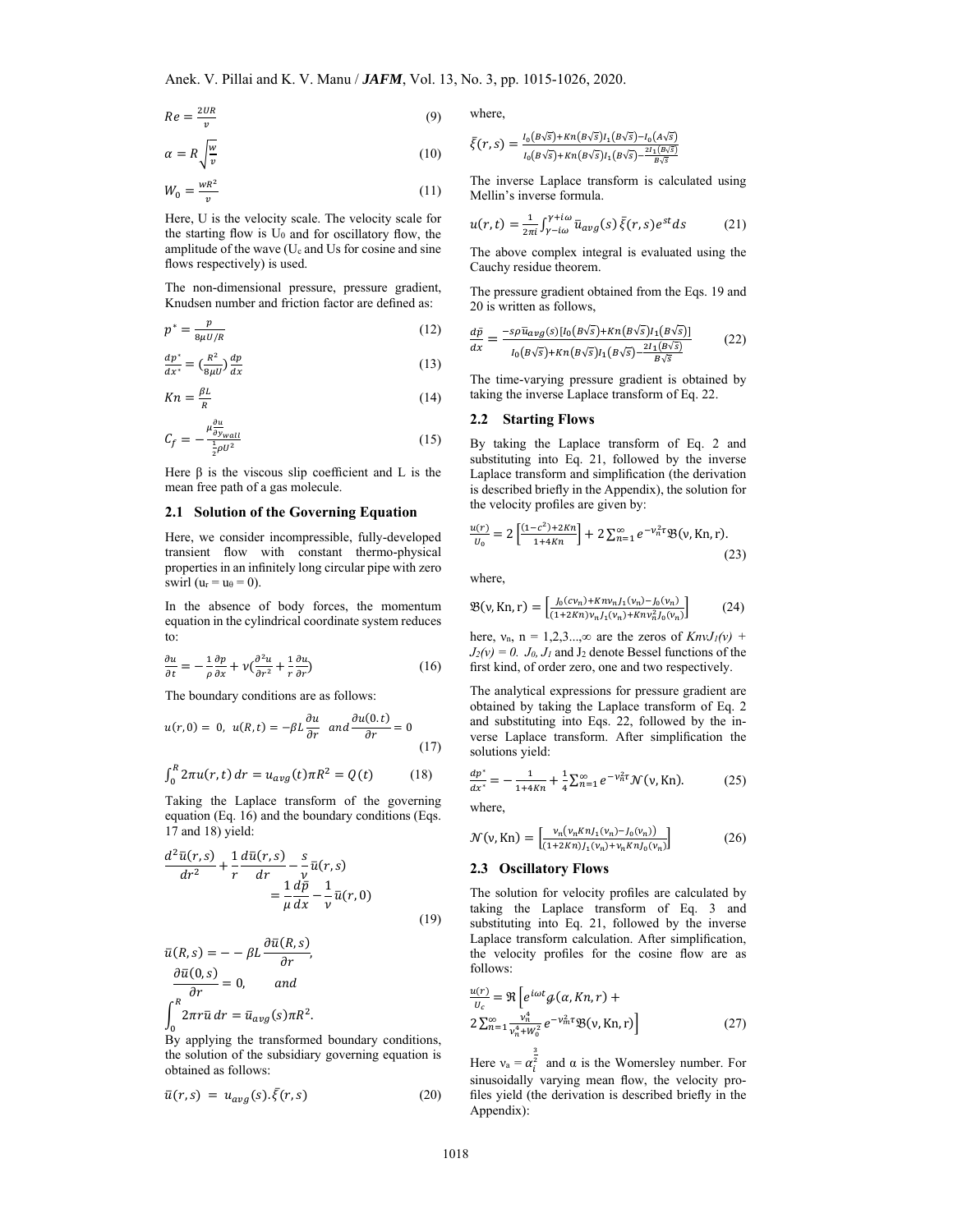$$Re = \frac{2UR}{\nu} \tag{9}$$

$$\alpha = R\sqrt{\frac{w}{\nu}} \tag{10}$$

$$W_0 = \frac{wR^2}{\nu} \tag{11}$$

Here, U is the velocity scale. The velocity scale for the starting flow is $U_0$ and for oscillatory flow, the amplitude of the wave ($U_c$ and Us for cosine and sine flows respectively) is used.

The non-dimensional pressure, pressure gradient, Knudsen number and friction factor are defined as:

$$p^* = \frac{p}{8\mu U/R} \tag{12}$$

$$\frac{dp^*}{dx^*} = \left(\frac{R^2}{8\mu U}\right)\frac{dp}{dx} \tag{13}$$

$$Kn = \frac{\beta L}{R} \tag{14}$$

$$C_f = -\frac{\mu \frac{\partial u}{\partial y}_{wall}}{\frac{1}{2}\rho U^2} \tag{15}$$

Here β is the viscous slip coefficient and L is the mean free path of a gas molecule.

## 2.1 Solution of the Governing Equation

Here, we consider incompressible, fully-developed transient flow with constant thermo-physical properties in an infinitely long circular pipe with zero swirl ($u_r = u_\theta = 0$).

In the absence of body forces, the momentum equation in the cylindrical coordinate system reduces to:

$$\frac{\partial u}{\partial t} = -\frac{1}{\rho}\frac{\partial p}{\partial x} + \nu\left(\frac{\partial^2 u}{\partial r^2} + \frac{1}{r}\frac{\partial u}{\partial r}\right) \tag{16}$$

The boundary conditions are as follows:

$$u(r,0) = 0,\ u(R,t) = -\beta L\frac{\partial u}{\partial r}\ \ and\ \frac{\partial u(0.t)}{\partial r} = 0 \tag{17}$$

$$\int_0^R 2\pi u(r,t)\,dr = u_{avg}(t)\pi R^2 = Q(t) \tag{18}$$

Taking the Laplace transform of the governing equation (Eq. 16) and the boundary conditions (Eqs. 17 and 18) yield:

$$\frac{d^2\bar{u}(r,s)}{dr^2} + \frac{1}{r}\frac{d\bar{u}(r,s)}{dr} - \frac{s}{\nu}\bar{u}(r,s) = \frac{1}{\mu}\frac{d\bar{p}}{dx} - \frac{1}{\nu}\bar{u}(r,0) \tag{19}$$

$$\bar{u}(R,s) = --\beta L\frac{\partial \bar{u}(R,s)}{\partial r},$$

$$\frac{\partial \bar{u}(0,s)}{\partial r} = 0, \qquad and$$

$$\int_0^R 2\pi r\bar{u}\,dr = \bar{u}_{avg}(s)\pi R^2.$$

By applying the transformed boundary conditions, the solution of the subsidiary governing equation is obtained as follows:

$$\bar{u}(r,s) = u_{avg}(s).\bar{\xi}(r,s) \tag{20}$$

where,

$$\bar{\xi}(r,s) = \frac{I_0(B\sqrt{s}) + Kn(B\sqrt{s})I_1(B\sqrt{s}) - I_0(A\sqrt{s})}{I_0(B\sqrt{s}) + Kn(B\sqrt{s})I_1(B\sqrt{s}) - \frac{2I_1(B\sqrt{s})}{B\sqrt{s}}}$$

The inverse Laplace transform is calculated using Mellin's inverse formula.

$$u(r,t) = \frac{1}{2\pi i}\int_{\gamma - i\omega}^{\gamma + i\omega} \bar{u}_{avg}(s)\,\bar{\xi}(r,s)e^{st}ds \tag{21}$$

The above complex integral is evaluated using the Cauchy residue theorem.

The pressure gradient obtained from the Eqs. 19 and 20 is written as follows,

$$\frac{d\bar{p}}{dx} = \frac{-s\rho\bar{u}_{avg}(s)[I_0(B\sqrt{s}) + Kn(B\sqrt{s})I_1(B\sqrt{s})]}{I_0(B\sqrt{s}) + Kn(B\sqrt{s})I_1(B\sqrt{s}) - \frac{2I_1(B\sqrt{s})}{B\sqrt{s}}} \tag{22}$$

The time-varying pressure gradient is obtained by taking the inverse Laplace transform of Eq. 22.

## 2.2 Starting Flows

By taking the Laplace transform of Eq. 2 and substituting into Eq. 21, followed by the inverse Laplace transform and simplification (the derivation is described briefly in the Appendix), the solution for the velocity profiles are given by:

$$\frac{u(r)}{U_0} = 2\left[\frac{(1-c^2)+2Kn}{1+4Kn}\right] + 2\sum_{n=1}^{\infty} e^{-\nu_n^2\tau}\mathfrak{B}(\nu, \mathrm{Kn}, \mathrm{r}). \tag{23}$$

where,

$$\mathfrak{B}(\nu, \mathrm{Kn}, \mathrm{r}) = \left[\frac{J_0(c\nu_n) + Kn\nu_n J_1(\nu_n) - J_0(\nu_n)}{(1+2Kn)\nu_n J_1(\nu_n) + Kn\nu_n^2 J_0(\nu_n)}\right] \tag{24}$$

here, $\nu_n$, n = 1,2,3...,∞ are the zeros of $Kn\nu J_1(\nu) + J_2(\nu) = 0$. $J_0$, $J_1$ and $J_2$ denote Bessel functions of the first kind, of order zero, one and two respectively.

The analytical expressions for pressure gradient are obtained by taking the Laplace transform of Eq. 2 and substituting into Eqs. 22, followed by the inverse Laplace transform. After simplification the solutions yield:

$$\frac{dp^*}{dx^*} = -\frac{1}{1+4Kn} + \frac{1}{4}\sum_{n=1}^{\infty} e^{-\nu_n^2\tau}\mathcal{N}(\nu, \mathrm{Kn}). \tag{25}$$

where,

$$\mathcal{N}(\nu, \mathrm{Kn}) = \left[\frac{\nu_n(\nu_n Kn J_1(\nu_n) - J_0(\nu_n))}{(1+2Kn)J_1(\nu_n) + \nu_n Kn J_0(\nu_n)}\right] \tag{26}$$

## 2.3 Oscillatory Flows

The solution for velocity profiles are calculated by taking the Laplace transform of Eq. 3 and substituting into Eq. 21, followed by the inverse Laplace transform calculation. After simplification, the velocity profiles for the cosine flow are as follows:

$$\frac{u(r)}{U_c} = \Re\left[e^{i\omega t}\mathcal{g}(\alpha, Kn, r) + 2\sum_{n=1}^{\infty}\frac{\nu_n^4}{\nu_n^4 + W_0^2}e^{-\nu_m^2\tau}\mathfrak{B}(\nu, \mathrm{Kn}, \mathrm{r})\right] \tag{27}$$

Here $\nu_a = \alpha_i^{\frac{3}{2}}$ and α is the Womersley number. For sinusoidally varying mean flow, the velocity profiles yield (the derivation is described briefly in the Appendix):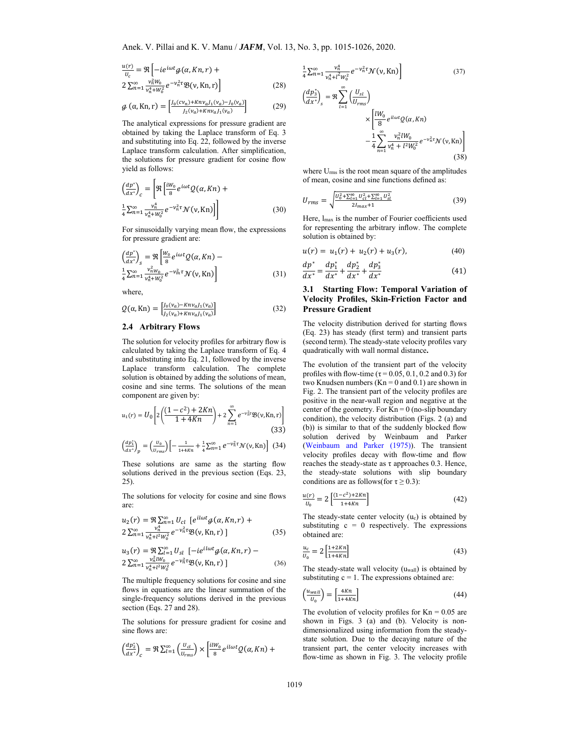$$\frac{u(r)}{U_c} = \Re\left[-ie^{i\omega t}\mathcal{g}(\alpha, Kn, r) + 2\sum_{n=1}^{\infty}\frac{\nu_n^2 W_0}{\nu_n^4+W_0^2}e^{-\nu_n^2\tau}\mathfrak{B}(\nu,\text{Kn},\text{r})\right] \tag{28}$$

$$\mathcal{g}\,(\alpha,\text{Kn},\text{r}) = \left[\frac{J_0(c\nu_n)+Kn\nu_a J_1(\nu_a)-J_0(\nu_a)}{J_2(\nu_a)+Kn\nu_a J_1(\nu_a)}\right] \tag{29}$$

The analytical expressions for pressure gradient are obtained by taking the Laplace transform of Eq. 3 and substituting into Eq. 22, followed by the inverse Laplace transform calculation. After simplification, the solutions for pressure gradient for cosine flow yield as follows:

$$\left(\frac{dp^*}{dx^*}\right)_c = \left[\Re\left[\frac{iW_0}{8}e^{i\omega t}\mathcal{Q}(\alpha,Kn) + \frac{1}{4}\sum_{n=1}^{\infty}\frac{\nu_n^4}{\nu_n^4+W_0^2}e^{-\nu_n^2\tau}\mathcal{N}(\nu,\text{Kn})\right]\right] \tag{30}$$

For sinusoidally varying mean flow, the expressions for pressure gradient are:

$$\left(\frac{dp^*}{dx^*}\right)_s = \Re\left[\frac{W_0}{8}e^{i\omega t}\mathcal{Q}(\alpha,Kn) - \frac{1}{4}\sum_{n=1}^{\infty}\frac{\nu_n^2 W_0}{\nu_n^4+W_0^2}e^{-\nu_n^2\tau}\mathcal{N}(\nu,\text{Kn})\right] \tag{31}$$

where,

$$\mathcal{Q}(\alpha,\text{Kn}) = \left[\frac{J_0(\nu_a)-Kn\nu_a J_1(\nu_a)}{J_2(\nu_a)+Kn\nu_a J_1(\nu_a)}\right] \tag{32}$$

## 2.4 Arbitrary Flows

The solution for velocity profiles for arbitrary flow is calculated by taking the Laplace transform of Eq. 4 and substituting into Eq. 21, followed by the inverse Laplace transform calculation. The complete solution is obtained by adding the solutions of mean, cosine and sine terms. The solutions of the mean component are given by:

$$u_1(r) = U_0\left[2\left(\frac{(1-c^2)+2Kn}{1+4Kn}\right) + 2\sum_{n=1}^{\infty}e^{-\nu_n^2\tau}\mathfrak{B}(\nu,\text{Kn},\text{r})\right] \tag{33}$$

$$\left(\frac{dp_1^*}{dx^*}\right)_p = \left(\frac{U_0}{U_{rms}}\right)\left[-\frac{1}{1+4Kn} + \frac{1}{4}\sum_{n=1}^{\infty}e^{-\nu_n^2\tau}\mathcal{N}(\nu,\text{Kn})\right] \tag{34}$$

These solutions are same as the starting flow solutions derived in the previous section (Eqs. 23, 25).

The solutions for velocity for cosine and sine flows are:

$$u_2(r) = \Re\sum_{n=1}^{\infty}U_{cl}\left[e^{il\omega t}\mathcal{g}(\alpha,Kn,r) + 2\sum_{n=1}^{\infty}\frac{\nu_n^4}{\nu_n^4+l^2W_0^2}e^{-\nu_n^2\tau}\mathfrak{B}(\nu,\text{Kn},\text{r})\right] \tag{35}$$

$$u_3(r) = \Re\sum_{l=1}^{\infty}U_{sl}\left[-ie^{il\omega t}\mathcal{g}(\alpha,Kn,r) - 2\sum_{n=1}^{\infty}\frac{\nu_n^2 lW_0}{\nu_n^4+l^2W_0^2}e^{-\nu_n^2\tau}\mathfrak{B}(\nu,\text{Kn},\text{r})\right] \tag{36}$$

The multiple frequency solutions for cosine and sine flows in equations are the linear summation of the single-frequency solutions derived in the previous section (Eqs. 27 and 28).

The solutions for pressure gradient for cosine and sine flows are:

$$\left(\frac{dp_2^*}{dx^*}\right)_c = \Re\sum_{l=1}^{\infty}\left(\frac{U_{cl}}{U_{rms}}\right)\times\left[\frac{ilW_0}{8}e^{il\omega t}\mathcal{Q}(\alpha,Kn) + \frac{1}{4}\sum_{n=1}^{\infty}\frac{\nu_n^4}{\nu_n^4+l^2W_0^2}e^{-\nu_n^2\tau}\mathcal{N}(\nu,\text{Kn})\right] \tag{37}$$

$$\left(\frac{dp_3^*}{dx^*}\right)_s = \Re\sum_{l=1}^{\infty}\left(\frac{U_{sl}}{U_{rms}}\right)\times\left[\frac{lW_0}{8}e^{il\omega t}\mathcal{Q}(\alpha,Kn) - \frac{1}{4}\sum_{n=1}^{\infty}\frac{\nu_n^2 lW_0}{\nu_n^4+l^2W_0^2}e^{-\nu_n^2\tau}\mathcal{N}(\nu,\text{Kn})\right] \tag{38}$$

where $U_{rms}$ is the root mean square of the amplitudes of mean, cosine and sine functions defined as:

$$U_{rms} = \sqrt{\frac{U_0^2+\sum_{l=1}^{\infty}U_{cl}^2+\sum_{l=1}^{\infty}U_{sl}^2}{2l_{max}+1}} \tag{39}$$

Here, $l_{max}$ is the number of Fourier coefficients used for representing the arbitrary inflow. The complete solution is obtained by:

$$u(r) = u_1(r) + u_2(r) + u_3(r), \tag{40}$$

$$\frac{dp^*}{dx^*} = \frac{dp_1^*}{dx^*} + \frac{dp_2^*}{dx^*} + \frac{dp_3^*}{dx^*} \tag{41}$$

## 3.1 Starting Flow: Temporal Variation of Velocity Profiles, Skin-Friction Factor and Pressure Gradient

The velocity distribution derived for starting flows (Eq. 23) has steady (first term) and transient parts (second term). The steady-state velocity profiles vary quadratically with wall normal distance**.**

The evolution of the transient part of the velocity profiles with flow-time ($\tau$ = 0.05, 0.1, 0.2 and 0.3) for two Knudsen numbers (Kn = 0 and 0.1) are shown in Fig. 2. The transient part of the velocity profiles are positive in the near-wall region and negative at the center of the geometry. For Kn = 0 (no-slip boundary condition), the velocity distribution (Figs. 2 (a) and (b)) is similar to that of the suddenly blocked flow solution derived by Weinbaum and Parker (Weinbaum and Parker (1975)). The transient velocity profiles decay with flow-time and flow reaches the steady-state as $\tau$ approaches 0.3. Hence, the steady-state solutions with slip boundary conditions are as follows(for $\tau \geq 0.3$):

$$\frac{u(r)}{U_0} = 2\left[\frac{(1-c^2)+2Kn}{1+4Kn}\right] \tag{42}$$

The steady-state center velocity ($u_c$) is obtained by substituting c = 0 respectively. The expressions obtained are:

$$\frac{u_c}{U_0} = 2\left[\frac{1+2Kn}{1+4Kn}\right] \tag{43}$$

The steady-state wall velocity ($u_{wall}$) is obtained by substituting c = 1. The expressions obtained are:

$$\left(\frac{u_{wall}}{U_0}\right) = \left[\frac{4Kn}{1+4Kn}\right] \tag{44}$$

The evolution of velocity profiles for Kn = 0.05 are shown in Figs. 3 (a) and (b). Velocity is non-dimensionalized using information from the steady-state solution. Due to the decaying nature of the transient part, the center velocity increases with flow-time as shown in Fig. 3. The velocity profile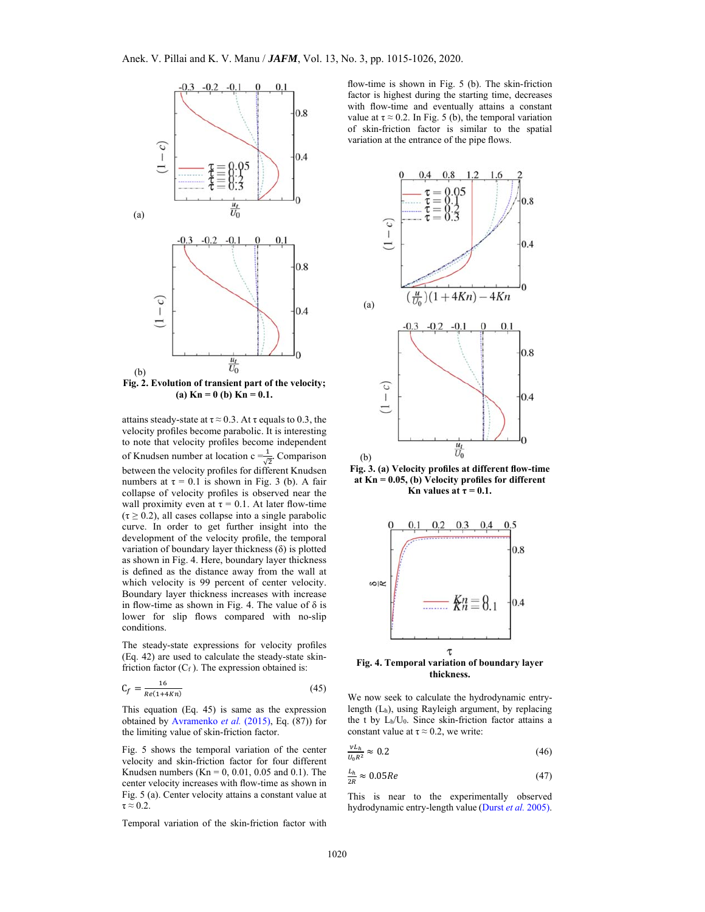Fig. 2. Evolution of transient part of the velocity; (a) Kn = 0 (b) Kn = 0.1.

attains steady-state at $\tau \approx 0.3$. At $\tau$ equals to 0.3, the velocity profiles become parabolic. It is interesting to note that velocity profiles become independent of Knudsen number at location $c = \frac{1}{\sqrt{2}}$. Comparison between the velocity profiles for different Knudsen numbers at $\tau = 0.1$ is shown in Fig. 3 (b). A fair collapse of velocity profiles is observed near the wall proximity even at $\tau = 0.1$. At later flow-time ($\tau \geq 0.2$), all cases collapse into a single parabolic curve. In order to get further insight into the development of the velocity profile, the temporal variation of boundary layer thickness ($\delta$) is plotted as shown in Fig. 4. Here, boundary layer thickness is defined as the distance away from the wall at which velocity is 99 percent of center velocity. Boundary layer thickness increases with increase in flow-time as shown in Fig. 4. The value of $\delta$ is lower for slip flows compared with no-slip conditions.

The steady-state expressions for velocity profiles (Eq. 42) are used to calculate the steady-state skin-friction factor ($C_f$). The expression obtained is:

$$C_f = \frac{16}{Re(1+4Kn)} \tag{45}$$

This equation (Eq. 45) is same as the expression obtained by Avramenko *et al.* (2015), Eq. (87)) for the limiting value of skin-friction factor.

Fig. 5 shows the temporal variation of the center velocity and skin-friction factor for four different Knudsen numbers (Kn = 0, 0.01, 0.05 and 0.1). The center velocity increases with flow-time as shown in Fig. 5 (a). Center velocity attains a constant value at $\tau \approx 0.2$.

Temporal variation of the skin-friction factor with flow-time is shown in Fig. 5 (b). The skin-friction factor is highest during the starting time, decreases with flow-time and eventually attains a constant value at $\tau \approx 0.2$. In Fig. 5 (b), the temporal variation of skin-friction factor is similar to the spatial variation at the entrance of the pipe flows.

Fig. 3. (a) Velocity profiles at different flow-time at Kn = 0.05, (b) Velocity profiles for different Kn values at $\tau = 0.1$.

Fig. 4. Temporal variation of boundary layer thickness.

We now seek to calculate the hydrodynamic entry-length ($L_h$), using Rayleigh argument, by replacing the t by $L_h/U_0$. Since skin-friction factor attains a constant value at $\tau \approx 0.2$, we write:

$$\frac{\nu L_h}{U_0 R^2} \approx 0.2 \tag{46}$$

$$\frac{L_h}{2R} \approx 0.05Re \tag{47}$$

This is near to the experimentally observed hydrodynamic entry-length value (Durst *et al.* 2005).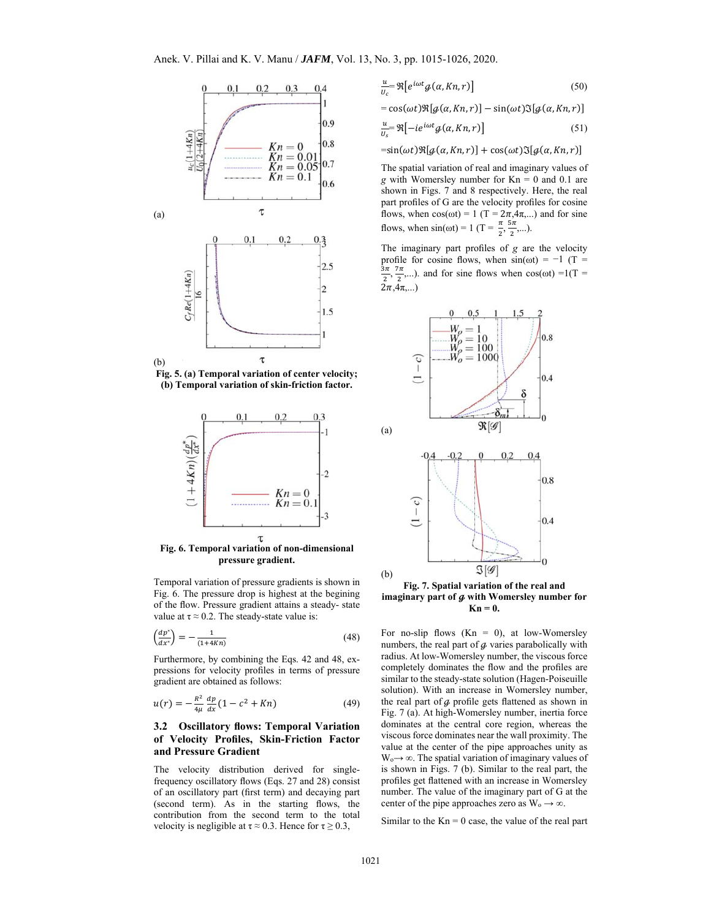(a)

(b)

**Fig. 5. (a) Temporal variation of center velocity; (b) Temporal variation of skin-friction factor.**

**Fig. 6. Temporal variation of non-dimensional pressure gradient.**

Temporal variation of pressure gradients is shown in Fig. 6. The pressure drop is highest at the begining of the flow. Pressure gradient attains a steady- state value at $\tau \approx 0.2$. The steady-state value is:

$$\left(\frac{dp^*}{dx^*}\right) = -\frac{1}{(1+4Kn)} \tag{48}$$

Furthermore, by combining the Eqs. 42 and 48, expressions for velocity profiles in terms of pressure gradient are obtained as follows:

$$u(r) = -\frac{R^2}{4\mu}\frac{dp}{dx}(1 - c^2 + Kn) \tag{49}$$

### 3.2 Oscillatory flows: Temporal Variation of Velocity Profiles, Skin-Friction Factor and Pressure Gradient

The velocity distribution derived for single-frequency oscillatory flows (Eqs. 27 and 28) consist of an oscillatory part (first term) and decaying part (second term). As in the starting flows, the contribution from the second term to the total velocity is negligible at $\tau \approx 0.3$. Hence for $\tau \geq 0.3$,

$$\frac{u}{U_c} = \Re\left[e^{i\omega t}\mathcal{g}(\alpha, Kn, r)\right] \tag{50}$$

$$= \cos(\omega t)\Re[\mathcal{g}(\alpha, Kn, r)] - \sin(\omega t)\Im[\mathcal{g}(\alpha, Kn, r)]$$

$$\frac{u}{U_s} = \Re\left[-ie^{i\omega t}\mathcal{g}(\alpha, Kn, r)\right] \tag{51}$$

$$= \sin(\omega t)\Re[\mathcal{g}(\alpha, Kn, r)] + \cos(\omega t)\Im[\mathcal{g}(\alpha, Kn, r)]$$

The spatial variation of real and imaginary values of $g$ with Womersley number for Kn = 0 and 0.1 are shown in Figs. 7 and 8 respectively. Here, the real part profiles of G are the velocity profiles for cosine flows, when $\cos(\omega t) = 1$ ($T = 2\pi, 4\pi, \ldots$) and for sine flows, when $\sin(\omega t) = 1$ ($T = \frac{\pi}{2}, \frac{5\pi}{2}, \ldots$).

The imaginary part profiles of $g$ are the velocity profile for cosine flows, when $\sin(\omega t) = -1$ ($T = \frac{3\pi}{2}, \frac{7\pi}{2}, \ldots$). and for sine flows when $\cos(\omega t) = 1$($T = 2\pi, 4\pi, \ldots$)

(a)

(b)

**Fig. 7. Spatial variation of the real and imaginary part of $\mathcal{g}$ with Womersley number for Kn = 0.**

For no-slip flows (Kn = 0), at low-Womersley numbers, the real part of $\mathcal{g}$ varies parabolically with radius. At low-Womersley number, the viscous force completely dominates the flow and the profiles are similar to the steady-state solution (Hagen-Poiseuille solution). With an increase in Womersley number, the real part of $\mathcal{g}$ profile gets flattened as shown in Fig. 7 (a). At high-Womersley number, inertia force dominates at the central core region, whereas the viscous force dominates near the wall proximity. The value at the center of the pipe approaches unity as $W_o \rightarrow \infty$. The spatial variation of imaginary values of is shown in Figs. 7 (b). Similar to the real part, the profiles get flattened with an increase in Womersley number. The value of the imaginary part of G at the center of the pipe approaches zero as $W_o \rightarrow \infty$.

Similar to the Kn = 0 case, the value of the real part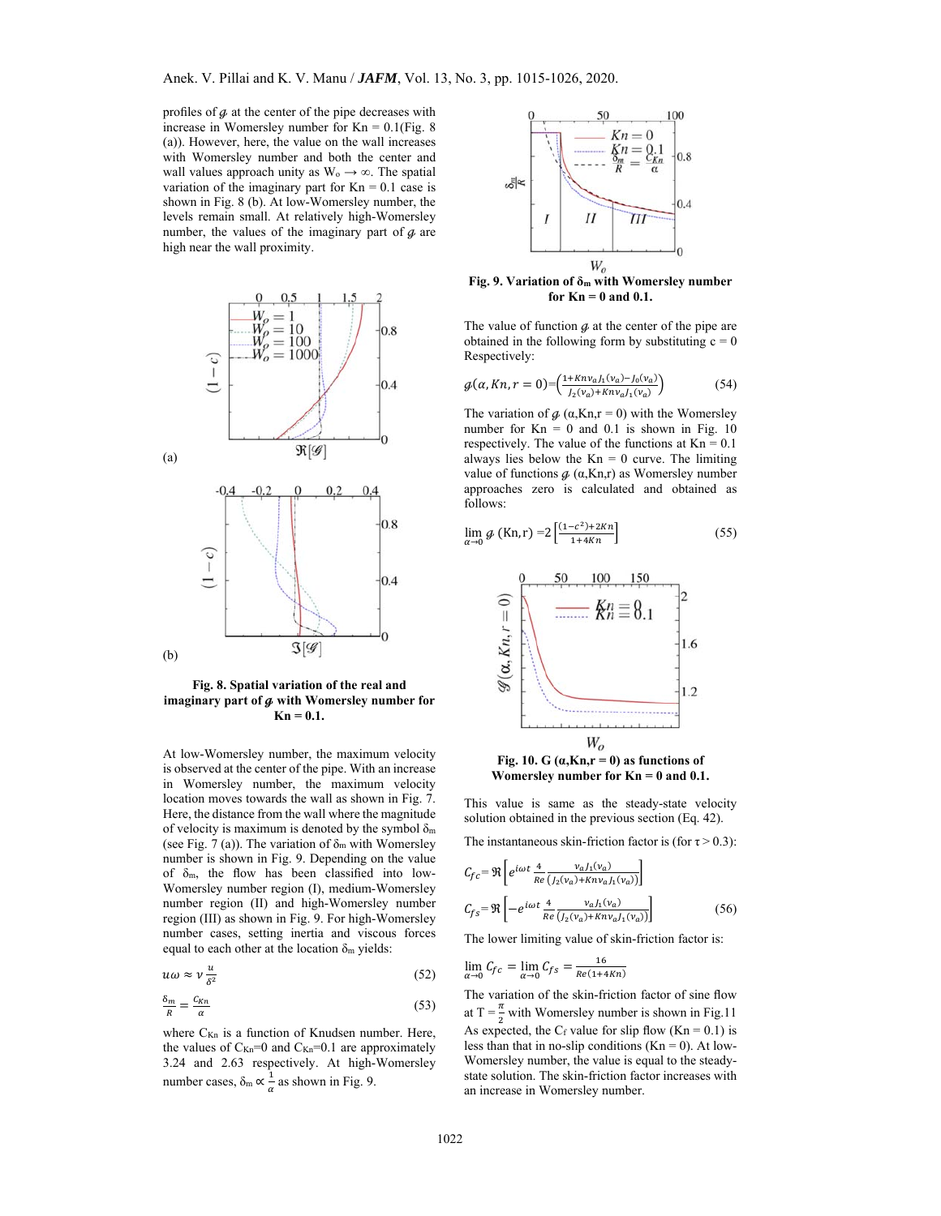profiles of $\mathcal{G}$ at the center of the pipe decreases with increase in Womersley number for Kn = 0.1(Fig. 8 (a)). However, here, the value on the wall increases with Womersley number and both the center and wall values approach unity as $W_o \to \infty$. The spatial variation of the imaginary part for Kn = 0.1 case is shown in Fig. 8 (b). At low-Womersley number, the levels remain small. At relatively high-Womersley number, the values of the imaginary part of $\mathcal{G}$ are high near the wall proximity.

**Fig. 8. Spatial variation of the real and imaginary part of $\mathcal{G}$ with Womersley number for Kn = 0.1.**

At low-Womersley number, the maximum velocity is observed at the center of the pipe. With an increase in Womersley number, the maximum velocity location moves towards the wall as shown in Fig. 7. Here, the distance from the wall where the magnitude of velocity is maximum is denoted by the symbol $\delta_m$ (see Fig. 7 (a)). The variation of $\delta_m$ with Womersley number is shown in Fig. 9. Depending on the value of $\delta_m$, the flow has been classified into low-Womersley number region (I), medium-Womersley number region (II) and high-Womersley number region (III) as shown in Fig. 9. For high-Womersley number cases, setting inertia and viscous forces equal to each other at the location $\delta_m$ yields:

$$u\omega \approx \nu \frac{u}{\delta^2} \tag{52}$$

$$\frac{\delta_m}{R} = \frac{C_{Kn}}{\alpha} \tag{53}$$

where $C_{Kn}$ is a function of Knudsen number. Here, the values of $C_{Kn}$=0 and $C_{Kn}$=0.1 are approximately 3.24 and 2.63 respectively. At high-Womersley number cases, $\delta_m \propto \frac{1}{\alpha}$ as shown in Fig. 9.

**Fig. 9. Variation of $\delta_m$ with Womersley number for Kn = 0 and 0.1.**

The value of function $\mathcal{G}$ at the center of the pipe are obtained in the following form by substituting c = 0 Respectively:

$$\mathcal{G}(\alpha, Kn, r=0) = \left(\frac{1+Kn\nu_a J_1(\nu_a) - J_0(\nu_a)}{J_2(\nu_a)+Kn\nu_a J_1(\nu_a)}\right) \tag{54}$$

The variation of $\mathcal{G}$ (α,Kn,r = 0) with the Womersley number for Kn = 0 and 0.1 is shown in Fig. 10 respectively. The value of the functions at Kn = 0.1 always lies below the Kn = 0 curve. The limiting value of functions $\mathcal{G}$ (α,Kn,r) as Womersley number approaches zero is calculated and obtained as follows:

$$\lim_{\alpha \to 0} \mathcal{G}\,(Kn, r) = 2\left[\frac{(1-c^2)+2Kn}{1+4Kn}\right] \tag{55}$$

**Fig. 10. G (α,Kn,r = 0) as functions of Womersley number for Kn = 0 and 0.1.**

This value is same as the steady-state velocity solution obtained in the previous section (Eq. 42).

The instantaneous skin-friction factor is (for τ > 0.3):

$$C_{fc} = \Re\left[e^{i\omega t}\frac{4}{Re}\frac{\nu_a J_1(\nu_a)}{\left(J_2(\nu_a)+Kn\nu_a J_1(\nu_a)\right)}\right]$$

$$C_{fs} = \Re\left[-e^{i\omega t}\frac{4}{Re}\frac{\nu_a J_1(\nu_a)}{\left(J_2(\nu_a)+Kn\nu_a J_1(\nu_a)\right)}\right] \tag{56}$$

The lower limiting value of skin-friction factor is:

$$\lim_{\alpha \to 0} C_{fc} = \lim_{\alpha \to 0} C_{fs} = \frac{16}{Re(1+4Kn)}$$

The variation of the skin-friction factor of sine flow at T = $\frac{\pi}{2}$ with Womersley number is shown in Fig.11 As expected, the $C_f$ value for slip flow (Kn = 0.1) is less than that in no-slip conditions (Kn = 0). At low-Womersley number, the value is equal to the steady-state solution. The skin-friction factor increases with an increase in Womersley number.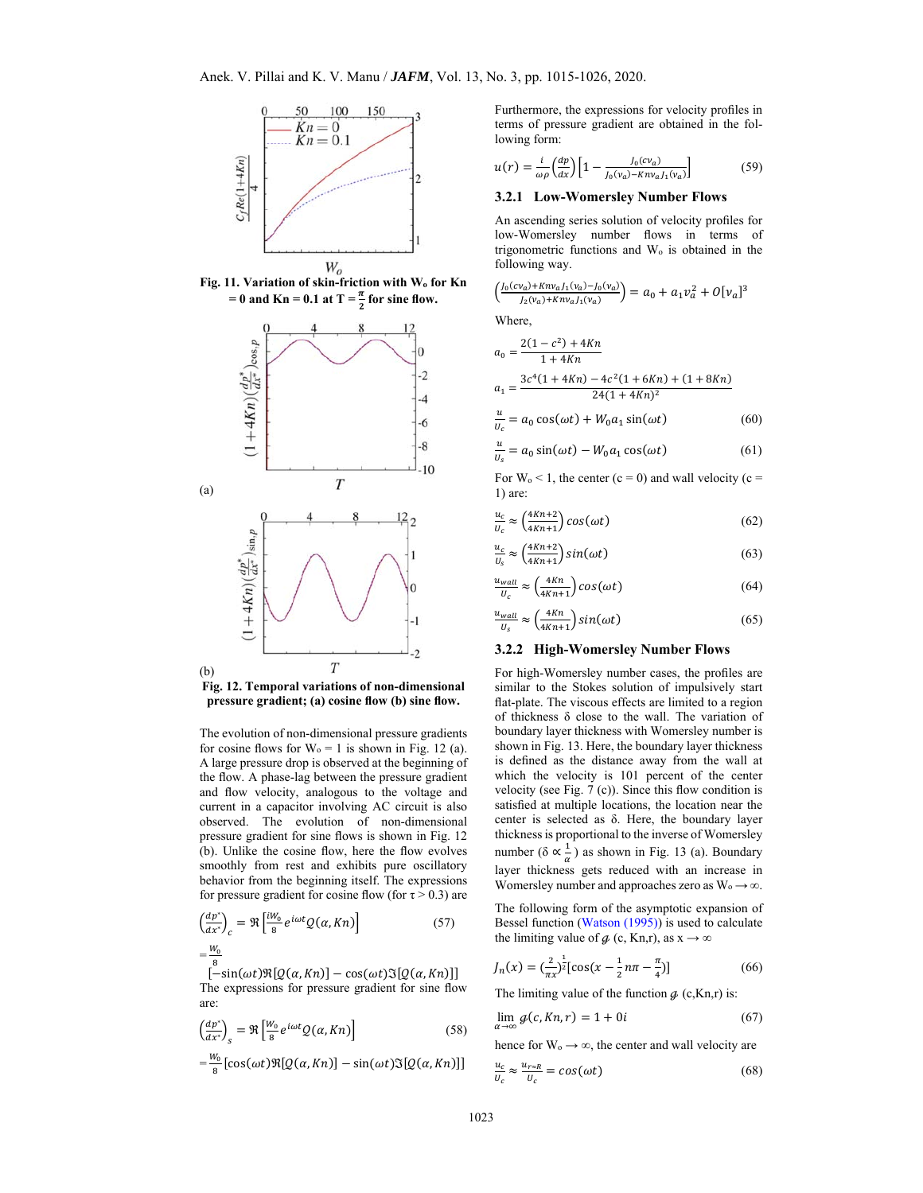Fig. 11. Variation of skin-friction with $W_o$ for Kn = 0 and Kn = 0.1 at T = $\frac{\pi}{2}$ for sine flow.

(a)

(b)

Fig. 12. Temporal variations of non-dimensional pressure gradient; (a) cosine flow (b) sine flow.

The evolution of non-dimensional pressure gradients for cosine flows for $W_o = 1$ is shown in Fig. 12 (a). A large pressure drop is observed at the beginning of the flow. A phase-lag between the pressure gradient and flow velocity, analogous to the voltage and current in a capacitor involving AC circuit is also observed. The evolution of non-dimensional pressure gradient for sine flows is shown in Fig. 12 (b). Unlike the cosine flow, here the flow evolves smoothly from rest and exhibits pure oscillatory behavior from the beginning itself. The expressions for pressure gradient for cosine flow (for $\tau > 0.3$) are

$$\left(\frac{dp^*}{dx^*}\right)_c = \Re\left[\frac{iW_0}{8}e^{i\omega t}Q(\alpha, Kn)\right] \tag{57}$$

$$= \frac{W_0}{8}\left[-\sin(\omega t)\Re[Q(\alpha, Kn)] - \cos(\omega t)\Im[Q(\alpha, Kn)]\right]$$

The expressions for pressure gradient for sine flow are:

$$\left(\frac{dp^*}{dx^*}\right)_s = \Re\left[\frac{W_0}{8}e^{i\omega t}Q(\alpha, Kn)\right] \tag{58}$$

$$= \frac{W_0}{8}\left[\cos(\omega t)\Re[Q(\alpha, Kn)] - \sin(\omega t)\Im[Q(\alpha, Kn)]\right]$$

Furthermore, the expressions for velocity profiles in terms of pressure gradient are obtained in the following form:

$$u(r) = \frac{i}{\omega\rho}\left(\frac{dp}{dx}\right)\left[1 - \frac{J_0(cv_a)}{J_0(v_a) - Knv_aJ_1(v_a)}\right] \tag{59}$$

### 3.2.1 Low-Womersley Number Flows

An ascending series solution of velocity profiles for low-Womersley number flows in terms of trigonometric functions and $W_o$ is obtained in the following way.

$$\left(\frac{J_0(cv_a) + Knv_aJ_1(v_a) - J_0(v_a)}{J_2(v_a) + Knv_aJ_1(v_a)}\right) = a_0 + a_1v_a^2 + O[v_a]^3$$

Where,

$$a_0 = \frac{2(1-c^2) + 4Kn}{1 + 4Kn}$$

$$a_1 = \frac{3c^4(1+4Kn) - 4c^2(1+6Kn) + (1+8Kn)}{24(1+4Kn)^2}$$

$$\frac{u}{U_c} = a_0\cos(\omega t) + W_0a_1\sin(\omega t) \tag{60}$$

$$\frac{u}{U_s} = a_0\sin(\omega t) - W_0a_1\cos(\omega t) \tag{61}$$

For $W_o < 1$, the center (c = 0) and wall velocity (c = 1) are:

$$\frac{u_c}{U_c} \approx \left(\frac{4Kn+2}{4Kn+1}\right)\cos(\omega t) \tag{62}$$

$$\frac{u_c}{U_s} \approx \left(\frac{4Kn+2}{4Kn+1}\right)\sin(\omega t) \tag{63}$$

$$\frac{u_{wall}}{U_c} \approx \left(\frac{4Kn}{4Kn+1}\right)\cos(\omega t) \tag{64}$$

$$\frac{u_{wall}}{U_s} \approx \left(\frac{4Kn}{4Kn+1}\right)\sin(\omega t) \tag{65}$$

### 3.2.2 High-Womersley Number Flows

For high-Womersley number cases, the profiles are similar to the Stokes solution of impulsively start flat-plate. The viscous effects are limited to a region of thickness δ close to the wall. The variation of boundary layer thickness with Womersley number is shown in Fig. 13. Here, the boundary layer thickness is defined as the distance away from the wall at which the velocity is 101 percent of the center velocity (see Fig. 7 (c)). Since this flow condition is satisfied at multiple locations, the location near the center is selected as δ. Here, the boundary layer thickness is proportional to the inverse of Womersley number ($\delta \propto \frac{1}{\alpha}$) as shown in Fig. 13 (a). Boundary layer thickness gets reduced with an increase in Womersley number and approaches zero as $W_o \to \infty$.

The following form of the asymptotic expansion of Bessel function (Watson (1995)) is used to calculate the limiting value of $\mathcal{g}$ (c, Kn,r), as $x \to \infty$

$$J_n(x) = \left(\frac{2}{\pi x}\right)^{\frac{1}{2}}\left[\cos\left(x - \frac{1}{2}n\pi - \frac{\pi}{4}\right)\right] \tag{66}$$

The limiting value of the function $\mathcal{g}$ (c,Kn,r) is:

$$\lim_{\alpha\to\infty}\mathcal{g}(c, Kn, r) = 1 + 0i \tag{67}$$

hence for $W_o \to \infty$, the center and wall velocity are

$$\frac{u_c}{U_c} \approx \frac{u_{r=R}}{U_c} = \cos(\omega t) \tag{68}$$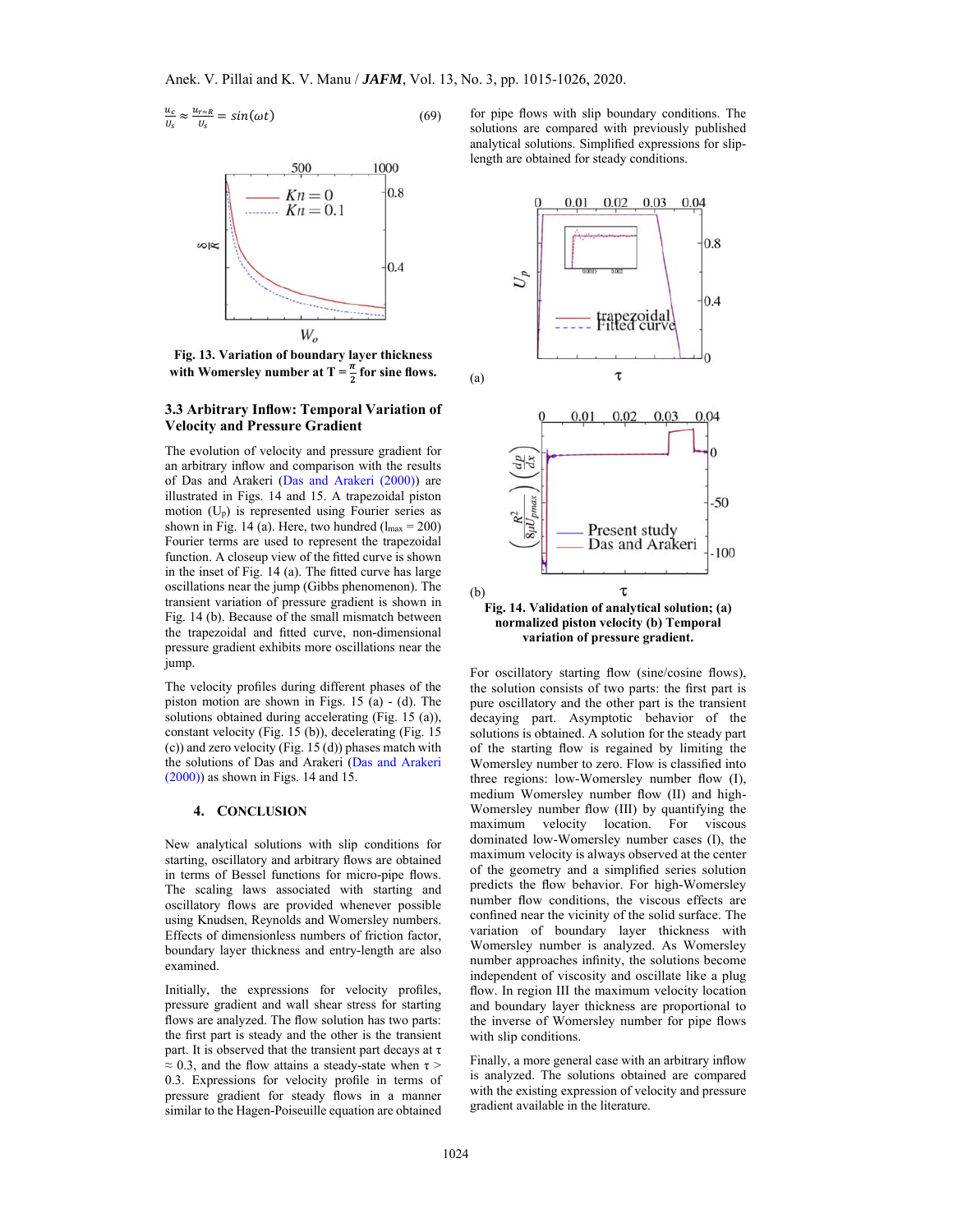$$\frac{u_c}{U_s} \approx \frac{u_{r=R}}{U_s} = \sin(\omega t) \tag{69}$$

**Fig. 13. Variation of boundary layer thickness with Womersley number at $T = \frac{\pi}{2}$ for sine flows.**

### 3.3 Arbitrary Inflow: Temporal Variation of Velocity and Pressure Gradient

The evolution of velocity and pressure gradient for an arbitrary inflow and comparison with the results of Das and Arakeri (Das and Arakeri (2000)) are illustrated in Figs. 14 and 15. A trapezoidal piston motion ($U_p$) is represented using Fourier series as shown in Fig. 14 (a). Here, two hundred ($l_{max}$ = 200) Fourier terms are used to represent the trapezoidal function. A closeup view of the fitted curve is shown in the inset of Fig. 14 (a). The fitted curve has large oscillations near the jump (Gibbs phenomenon). The transient variation of pressure gradient is shown in Fig. 14 (b). Because of the small mismatch between the trapezoidal and fitted curve, non-dimensional pressure gradient exhibits more oscillations near the jump.

The velocity profiles during different phases of the piston motion are shown in Figs. 15 (a) - (d). The solutions obtained during accelerating (Fig. 15 (a)), constant velocity (Fig. 15 (b)), decelerating (Fig. 15 (c)) and zero velocity (Fig. 15 (d)) phases match with the solutions of Das and Arakeri (Das and Arakeri (2000)) as shown in Figs. 14 and 15.

## 4. CONCLUSION

New analytical solutions with slip conditions for starting, oscillatory and arbitrary flows are obtained in terms of Bessel functions for micro-pipe flows. The scaling laws associated with starting and oscillatory flows are provided whenever possible using Knudsen, Reynolds and Womersley numbers. Effects of dimensionless numbers of friction factor, boundary layer thickness and entry-length are also examined.

Initially, the expressions for velocity profiles, pressure gradient and wall shear stress for starting flows are analyzed. The flow solution has two parts: the first part is steady and the other is the transient part. It is observed that the transient part decays at $\tau \approx 0.3$, and the flow attains a steady-state when $\tau > 0.3$. Expressions for velocity profile in terms of pressure gradient for steady flows in a manner similar to the Hagen-Poiseuille equation are obtained for pipe flows with slip boundary conditions. The solutions are compared with previously published analytical solutions. Simplified expressions for slip-length are obtained for steady conditions.

**Fig. 14. Validation of analytical solution; (a) normalized piston velocity (b) Temporal variation of pressure gradient.**

For oscillatory starting flow (sine/cosine flows), the solution consists of two parts: the first part is pure oscillatory and the other part is the transient decaying part. Asymptotic behavior of solutions is obtained. A solution for the steady part of the starting flow is regained by limiting the Womersley number to zero. Flow is classified into three regions: low-Womersley number flow (I), medium Womersley number flow (II) and high-Womersley number flow (III) by quantifying the maximum velocity location. For viscous dominated low-Womersley number cases (I), the maximum velocity is always observed at the center of the geometry and a simplified series solution predicts the flow behavior. For high-Womersley number flow conditions, the viscous effects are confined near the vicinity of the solid surface. The variation of boundary layer thickness with Womersley number is analyzed. As Womersley number approaches infinity, the solutions become independent of viscosity and oscillate like a plug flow. In region III the maximum velocity location and boundary layer thickness are proportional to the inverse of Womersley number for pipe flows with slip conditions.

Finally, a more general case with an arbitrary inflow is analyzed. The solutions obtained are compared with the existing expression of velocity and pressure gradient available in the literature.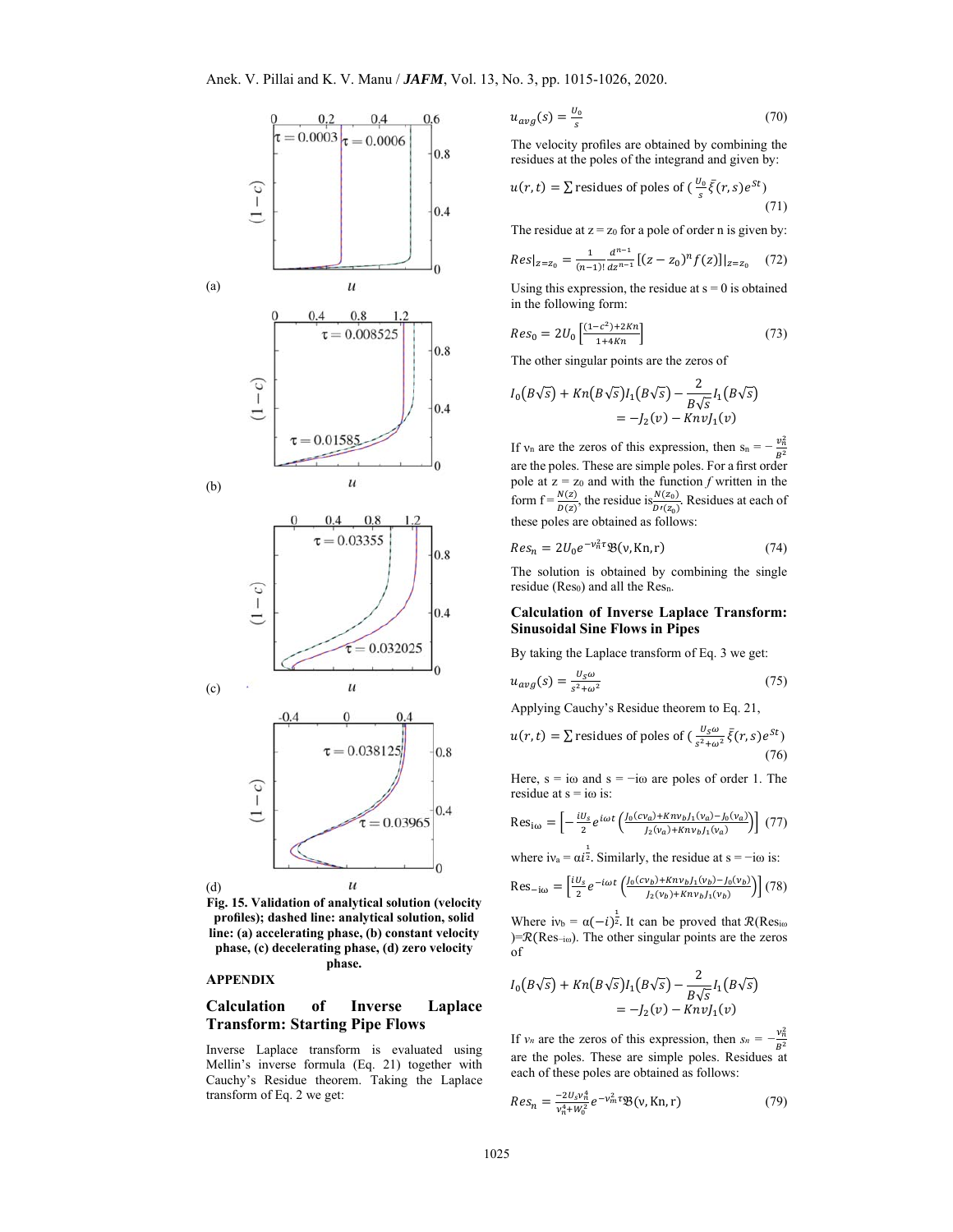Fig. 15. Validation of analytical solution (velocity profiles); dashed line: analytical solution, solid line: (a) accelerating phase, (b) constant velocity phase, (c) decelerating phase, (d) zero velocity phase.

## APPENDIX

### Calculation of Inverse Laplace Transform: Starting Pipe Flows

Inverse Laplace transform is evaluated using Mellin's inverse formula (Eq. 21) together with Cauchy's Residue theorem. Taking the Laplace transform of Eq. 2 we get:

$$u_{avg}(s) = \frac{U_0}{s} \tag{70}$$

The velocity profiles are obtained by combining the residues at the poles of the integrand and given by:

$$u(r,t) = \sum \text{residues of poles of } \left(\frac{U_0}{s}\bar{\xi}(r,s)e^{St}\right) \tag{71}$$

The residue at z = $z_0$ for a pole of order n is given by:

$$Res|_{z=z_0} = \frac{1}{(n-1)!}\frac{d^{n-1}}{dz^{n-1}}\left[(z-z_0)^n f(z)\right]|_{z=z_0} \tag{72}$$

Using this expression, the residue at s = 0 is obtained in the following form:

$$Res_0 = 2U_0\left[\frac{(1-c^2)+2Kn}{1+4Kn}\right] \tag{73}$$

The other singular points are the zeros of

$$I_0(B\sqrt{s}) + Kn(B\sqrt{s})I_1(B\sqrt{s}) - \frac{2}{B\sqrt{s}}I_1(B\sqrt{s}) = -J_2(v) - Kn v J_1(v)$$

If $v_n$ are the zeros of this expression, then $s_n = -\frac{v_n^2}{B^2}$ are the poles. These are simple poles. For a first order pole at z = $z_0$ and with the function *f* written in the form $f = \frac{N(z)}{D(z)}$, the residue is $\frac{N(z_0)}{D'(z_0)}$. Residues at each of these poles are obtained as follows:

$$Res_n = 2U_0 e^{-v_n^2\tau}\mathfrak{B}(v, \text{Kn}, \text{r}) \tag{74}$$

The solution is obtained by combining the single residue ($Res_0$) and all the $Res_n$.

### Calculation of Inverse Laplace Transform: Sinusoidal Sine Flows in Pipes

By taking the Laplace transform of Eq. 3 we get:

$$u_{avg}(s) = \frac{U_S\omega}{s^2+\omega^2} \tag{75}$$

Applying Cauchy's Residue theorem to Eq. 21,

$$u(r,t) = \sum \text{residues of poles of } \left(\frac{U_S\omega}{s^2+\omega^2}\bar{\xi}(r,s)e^{St}\right) \tag{76}$$

Here, s = iω and s = −iω are poles of order 1. The residue at s = iω is:

$$\text{Res}_{\text{i}\omega} = \left[-\frac{iU_S}{2}e^{i\omega t}\left(\frac{J_0(cv_a)+Knv_bJ_1(v_a)-J_0(v_a)}{J_2(v_a)+Knv_bJ_1(v_a)}\right)\right] \tag{77}$$

where $iv_a = \alpha i^{\frac{1}{2}}$. Similarly, the residue at s = −iω is:

$$\text{Res}_{-\text{i}\omega} = \left[\frac{iU_S}{2}e^{-i\omega t}\left(\frac{J_0(cv_b)+Knv_bJ_1(v_b)-J_0(v_b)}{J_2(v_b)+Knv_bJ_1(v_b)}\right)\right] \tag{78}$$

Where $iv_b = \alpha(-i)^{\frac{1}{2}}$. It can be proved that $\mathcal{R}(\text{Res}_{\text{i}\omega}) = \mathcal{R}(\text{Res}_{-\text{i}\omega})$. The other singular points are the zeros of

$$I_0(B\sqrt{s}) + Kn(B\sqrt{s})I_1(B\sqrt{s}) - \frac{2}{B\sqrt{s}}I_1(B\sqrt{s}) = -J_2(v) - Kn v J_1(v)$$

If $v_n$ are the zeros of this expression, then $s_n = -\frac{v_n^2}{B^2}$ are the poles. These are simple poles. Residues at each of these poles are obtained as follows:

$$Res_n = \frac{-2U_s v_n^4}{v_n^4+W_0^2}e^{-v_m^2\tau}\mathfrak{B}(v, \text{Kn}, \text{r}) \tag{79}$$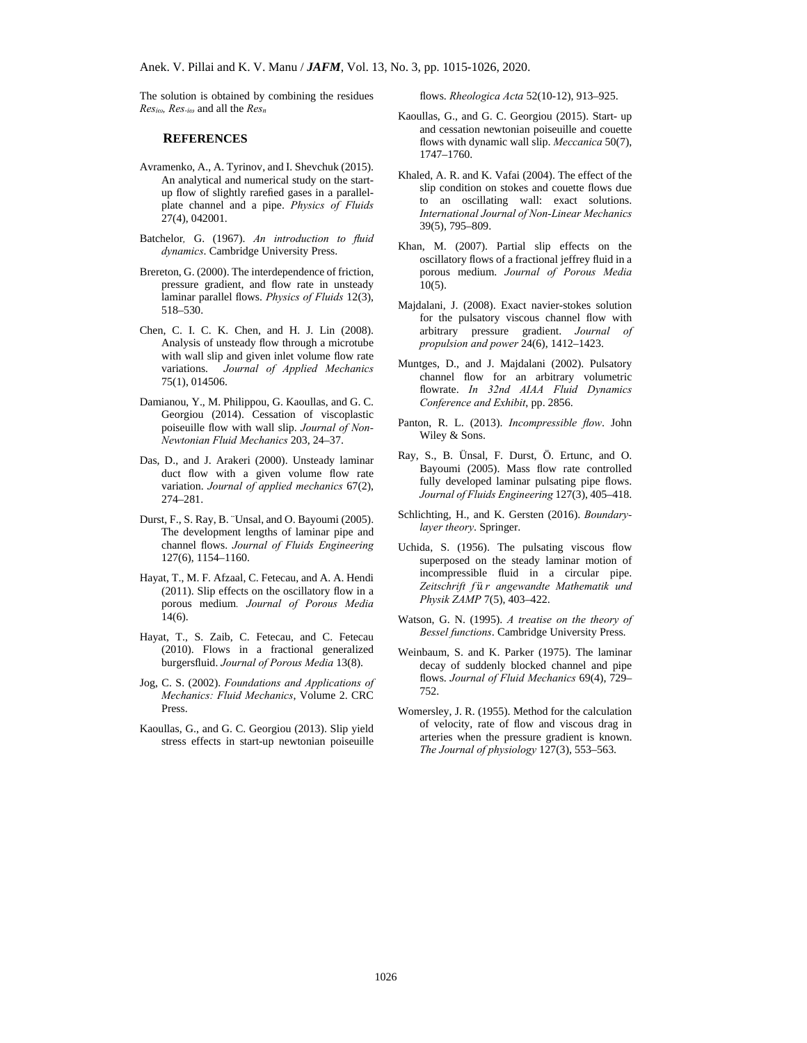The solution is obtained by combining the residues $Res_{i\omega}$, $Res_{-i\omega}$ and all the $Res_n$

## REFERENCES

Avramenko, A., A. Tyrinov, and I. Shevchuk (2015). An analytical and numerical study on the start-up flow of slightly rarefied gases in a parallel-plate channel and a pipe. *Physics of Fluids* 27(4), 042001.

Batchelor, G. (1967). *An introduction to fluid dynamics*. Cambridge University Press.

Brereton, G. (2000). The interdependence of friction, pressure gradient, and flow rate in unsteady laminar parallel flows. *Physics of Fluids* 12(3), 518–530.

Chen, C. I. C. K. Chen, and H. J. Lin (2008). Analysis of unsteady flow through a microtube with wall slip and given inlet volume flow rate variations. *Journal of Applied Mechanics* 75(1), 014506.

Damianou, Y., M. Philippou, G. Kaoullas, and G. C. Georgiou (2014). Cessation of viscoplastic poiseuille flow with wall slip. *Journal of Non-Newtonian Fluid Mechanics* 203, 24–37.

Das, D., and J. Arakeri (2000). Unsteady laminar duct flow with a given volume flow rate variation. *Journal of applied mechanics* 67(2), 274–281.

Durst, F., S. Ray, B. ¨Unsal, and O. Bayoumi (2005). The development lengths of laminar pipe and channel flows. *Journal of Fluids Engineering* 127(6), 1154–1160.

Hayat, T., M. F. Afzaal, C. Fetecau, and A. A. Hendi (2011). Slip effects on the oscillatory flow in a porous medium. *Journal of Porous Media* 14(6).

Hayat, T., S. Zaib, C. Fetecau, and C. Fetecau (2010). Flows in a fractional generalized burgersfluid. *Journal of Porous Media* 13(8).

Jog, C. S. (2002). *Foundations and Applications of Mechanics: Fluid Mechanics*, Volume 2. CRC Press.

Kaoullas, G., and G. C. Georgiou (2013). Slip yield stress effects in start-up newtonian poiseuille flows. *Rheologica Acta* 52(10-12), 913–925.

Kaoullas, G., and G. C. Georgiou (2015). Start- up and cessation newtonian poiseuille and couette flows with dynamic wall slip. *Meccanica* 50(7), 1747–1760.

Khaled, A. R. and K. Vafai (2004). The effect of the slip condition on stokes and couette flows due to an oscillating wall: exact solutions. *International Journal of Non-Linear Mechanics* 39(5), 795–809.

Khan, M. (2007). Partial slip effects on the oscillatory flows of a fractional jeffrey fluid in a porous medium. *Journal of Porous Media* 10(5).

Majdalani, J. (2008). Exact navier-stokes solution for the pulsatory viscous channel flow with arbitrary pressure gradient. *Journal of propulsion and power* 24(6), 1412–1423.

Muntges, D., and J. Majdalani (2002). Pulsatory channel flow for an arbitrary volumetric flowrate. *In 32nd AIAA Fluid Dynamics Conference and Exhibit*, pp. 2856.

Panton, R. L. (2013). *Incompressible flow*. John Wiley & Sons.

Ray, S., B. Ünsal, F. Durst, Ö. Ertunc, and O. Bayoumi (2005). Mass flow rate controlled fully developed laminar pulsating pipe flows. *Journal of Fluids Engineering* 127(3), 405–418.

Schlichting, H., and K. Gersten (2016). *Boundary-layer theory*. Springer.

Uchida, S. (1956). The pulsating viscous flow superposed on the steady laminar motion of incompressible fluid in a circular pipe. *Zeitschrift für angewandte Mathematik und Physik ZAMP* 7(5), 403–422.

Watson, G. N. (1995). *A treatise on the theory of Bessel functions*. Cambridge University Press.

Weinbaum, S. and K. Parker (1975). The laminar decay of suddenly blocked channel and pipe flows. *Journal of Fluid Mechanics* 69(4), 729–752.

Womersley, J. R. (1955). Method for the calculation of velocity, rate of flow and viscous drag in arteries when the pressure gradient is known. *The Journal of physiology* 127(3), 553–563.